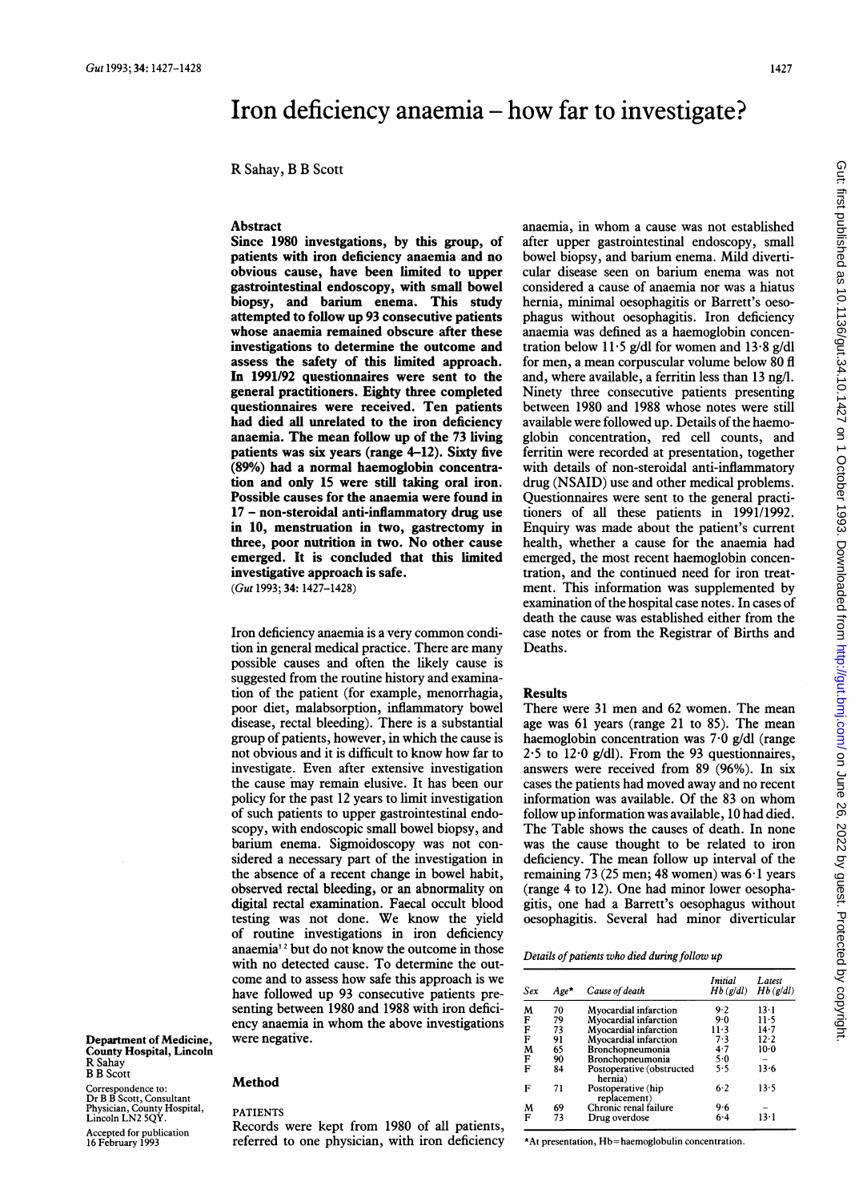# Iron deficiency anaemia – how far to investigate?

R Sahay, B B Scott

Department of Medicine, County Hospital, Lincoln
R Sahay
B B Scott

Correspondence to: Dr B B Scott, Consultant Physician, County Hospital, Lincoln LN2 5QY.

Accepted for publication 16 February 1993

## Abstract

**Since 1980 investgations, by this group, of patients with iron deficiency anaemia and no obvious cause, have been limited to upper gastrointestinal endoscopy, with small bowel biopsy, and barium enema. This study attempted to follow up 93 consecutive patients whose anaemia remained obscure after these investigations to determine the outcome and assess the safety of this limited approach. In 1991/92 questionnaires were sent to the general practitioners. Eighty three completed questionnaires were received. Ten patients had died all unrelated to the iron deficiency anaemia. The mean follow up of the 73 living patients was six years (range 4–12). Sixty five (89%) had a normal haemoglobin concentration and only 15 were still taking oral iron. Possible causes for the anaemia were found in 17 – non-steroidal anti-inflammatory drug use in 10, menstruation in two, gastrectomy in three, poor nutrition in two. No other cause emerged. It is concluded that this limited investigative approach is safe.**

(*Gut* 1993; **34:** 1427–1428)

Iron deficiency anaemia is a very common condition in general medical practice. There are many possible causes and often the likely cause is suggested from the routine history and examination of the patient (for example, menorrhagia, poor diet, malabsorption, inflammatory bowel disease, rectal bleeding). There is a substantial group of patients, however, in which the cause is not obvious and it is difficult to know how far to investigate. Even after extensive investigation the cause may remain elusive. It has been our policy for the past 12 years to limit investigation of such patients to upper gastrointestinal endoscopy, with endoscopic small bowel biopsy, and barium enema. Sigmoidoscopy was not considered a necessary part of the investigation in the absence of a recent change in bowel habit, observed rectal bleeding, or an abnormality on digital rectal examination. Faecal occult blood testing was not done. We know the yield of routine investigations in iron deficiency anaemia[1,2] but do not know the outcome in those with no detected cause. To determine the outcome and to assess how safe this approach is we have followed up 93 consecutive patients presenting between 1980 and 1988 with iron deficiency anaemia in whom the above investigations were negative.

## Method

### PATIENTS

Records were kept from 1980 of all patients, referred to one physician, with iron deficiency anaemia, in whom a cause was not established after upper gastrointestinal endoscopy, small bowel biopsy, and barium enema. Mild diverticular disease seen on barium enema was not considered a cause of anaemia nor was a hiatus hernia, minimal oesophagitis or Barrett's oesophagus without oesophagitis. Iron deficiency anaemia was defined as a haemoglobin concentration below 11·5 g/dl for women and 13·8 g/dl for men, a mean corpuscular volume below 80 fl and, where available, a ferritin less than 13 ng/l. Ninety three consecutive patients presenting between 1980 and 1988 whose notes were still available were followed up. Details of the haemoglobin concentration, red cell counts, and ferritin were recorded at presentation, together with details of non-steroidal anti-inflammatory drug (NSAID) use and other medical problems. Questionnaires were sent to the general practitioners of all these patients in 1991/1992. Enquiry was made about the patient's current health, whether a cause for the anaemia had emerged, the most recent haemoglobin concentration, and the continued need for iron treatment. This information was supplemented by examination of the hospital case notes. In cases of death the cause was established either from the case notes or from the Registrar of Births and Deaths.

## Results

There were 31 men and 62 women. The mean age was 61 years (range 21 to 85). The mean haemoglobin concentration was 7·0 g/dl (range 2·5 to 12·0 g/dl). From the 93 questionnaires, answers were received from 89 (96%). In six cases the patients had moved away and no recent information was available. Of the 83 on whom follow up information was available, 10 had died. The Table shows the causes of death. In none was the cause thought to be related to iron deficiency. The mean follow up interval of the remaining 73 (25 men; 48 women) was 6·1 years (range 4 to 12). One had minor lower oesophagitis, one had a Barrett's oesophagus without oesophagitis. Several had minor diverticular

*Details of patients who died during follow up*

| Sex | Age* | Cause of death | Initial Hb (g/dl) | Latest Hb (g/dl) |
|---|---|---|---|---|
| M | 70 | Myocardial infarction | 9·2 | 13·1 |
| F | 79 | Myocardial infarction | 9·0 | 11·5 |
| F | 73 | Myocardial infarction | 11·3 | 14·7 |
| F | 91 | Myocardial infarction | 7·3 | 12·2 |
| M | 65 | Bronchopneumonia | 4·7 | 10·0 |
| F | 90 | Bronchopneumonia | 5·0 | – |
| F | 84 | Postoperative (obstructed hernia) | 5·5 | 13·6 |
| F | 71 | Postoperative (hip replacement) | 6·2 | 13·5 |
| M | 69 | Chronic renal failure | 9·6 | – |
| F | 73 | Drug overdose | 6·4 | 13·1 |

*At presentation, Hb=haemoglobulin concentration.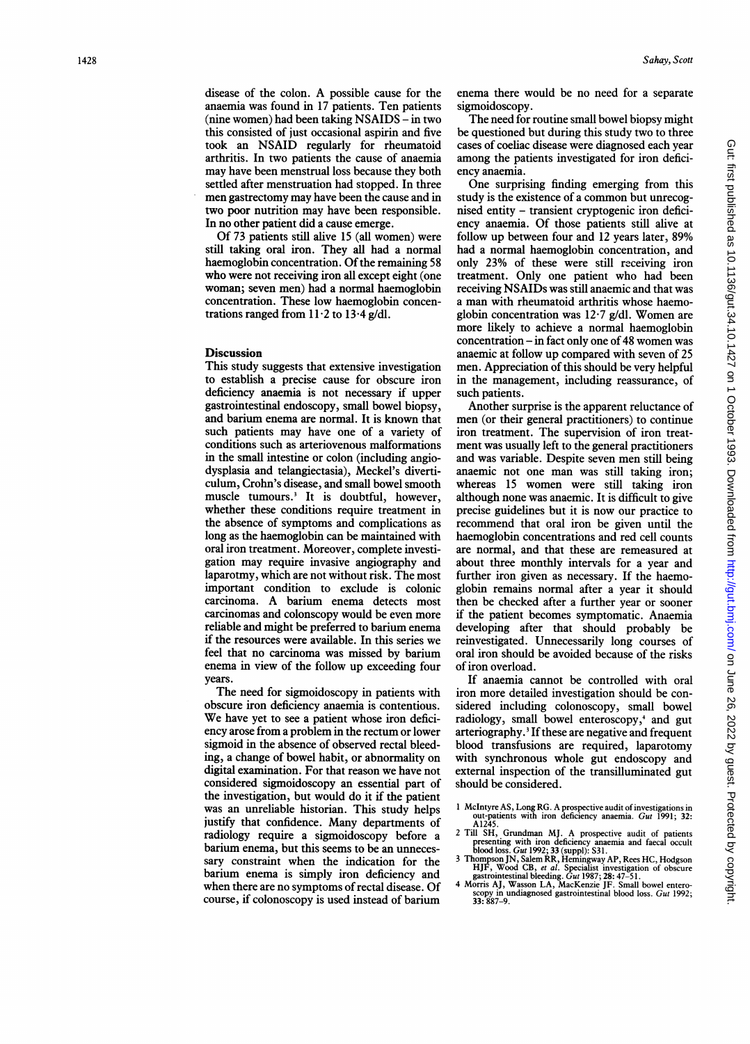disease of the colon. A possible cause for the anaemia was found in 17 patients. Ten patients (nine women) had been taking NSAIDS – in two this consisted of just occasional aspirin and five took an NSAID regularly for rheumatoid arthritis. In two patients the cause of anaemia may have been menstrual loss because they both settled after menstruation had stopped. In three men gastrectomy may have been the cause and in two poor nutrition may have been responsible. In no other patient did a cause emerge.

Of 73 patients still alive 15 (all women) were still taking oral iron. They all had a normal haemoglobin concentration. Of the remaining 58 who were not receiving iron all except eight (one woman; seven men) had a normal haemoglobin concentration. These low haemoglobin concentrations ranged from 11·2 to 13·4 g/dl.

## Discussion

This study suggests that extensive investigation to establish a precise cause for obscure iron deficiency anaemia is not necessary if upper gastrointestinal endoscopy, small bowel biopsy, and barium enema are normal. It is known that such patients may have one of a variety of conditions such as arteriovenous malformations in the small intestine or colon (including angiodysplasia and telangiectasia), Meckel's diverticulum, Crohn's disease, and small bowel smooth muscle tumours.[3] It is doubtful, however, whether these conditions require treatment in the absence of symptoms and complications as long as the haemoglobin can be maintained with oral iron treatment. Moreover, complete investigation may require invasive angiography and laparotmy, which are not without risk. The most important condition to exclude is colonic carcinoma. A barium enema detects most carcinomas and colonscopy would be even more reliable and might be preferred to barium enema if the resources were available. In this series we feel that no carcinoma was missed by barium enema in view of the follow up exceeding four years.

The need for sigmoidoscopy in patients with obscure iron deficiency anaemia is contentious. We have yet to see a patient whose iron deficiency arose from a problem in the rectum or lower sigmoid in the absence of observed rectal bleeding, a change of bowel habit, or abnormality on digital examination. For that reason we have not considered sigmoidoscopy an essential part of the investigation, but would do it if the patient was an unreliable historian. This study helps justify that confidence. Many departments of radiology require a sigmoidoscopy before a barium enema, but this seems to be an unnecessary constraint when the indication for the barium enema is simply iron deficiency and when there are no symptoms of rectal disease. Of course, if colonoscopy is used instead of barium enema there would be no need for a separate sigmoidoscopy.

The need for routine small bowel biopsy might be questioned but during this study two to three cases of coeliac disease were diagnosed each year among the patients investigated for iron deficiency anaemia.

One surprising finding emerging from this study is the existence of a common but unrecognised entity – transient cryptogenic iron deficiency anaemia. Of those patients still alive at follow up between four and 12 years later, 89% had a normal haemoglobin concentration, and only 23% of these were still receiving iron treatment. Only one patient who had been receiving NSAIDs was still anaemic and that was a man with rheumatoid arthritis whose haemoglobin concentration was 12·7 g/dl. Women are more likely to achieve a normal haemoglobin concentration – in fact only one of 48 women was anaemic at follow up compared with seven of 25 men. Appreciation of this should be very helpful in the management, including reassurance, of such patients.

Another surprise is the apparent reluctance of men (or their general practitioners) to continue iron treatment. The supervision of iron treatment was usually left to the general practitioners and was variable. Despite seven men still being anaemic not one man was still taking iron; whereas 15 women were still taking iron although none was anaemic. It is difficult to give precise guidelines but it is now our practice to recommend that oral iron be given until the haemoglobin concentrations and red cell counts are normal, and that these are remeasured at about three monthly intervals for a year and further iron given as necessary. If the haemoglobin remains normal after a year it should then be checked after a further year or sooner if the patient becomes symptomatic. Anaemia developing after that should probably be reinvestigated. Unnecessarily long courses of oral iron should be avoided because of the risks of iron overload.

If anaemia cannot be controlled with oral iron more detailed investigation should be considered including colonoscopy, small bowel radiology, small bowel enteroscopy,[4] and gut arteriography.[3] If these are negative and frequent blood transfusions are required, laparotomy with synchronous whole gut endoscopy and external inspection of the transilluminated gut should be considered.

1 McIntyre AS, Long RG. A prospective audit of investigations in out-patients with iron deficiency anaemia. *Gut* 1991; 32: A1245.

2 Till SH, Grundman MJ. A prospective audit of patients presenting with iron deficiency anaemia and faecal occult blood loss. *Gut* 1992; 33 (suppl): S31.

3 Thompson JN, Salem RR, Hemingway AP, Rees HC, Hodgson HJF, Wood CB, *et al*. Specialist investigation of obscure gastrointestinal bleeding. *Gut* 1987; 28: 47–51.

4 Morris AJ, Wasson LA, MacKenzie JF. Small bowel enteroscopy in undiagnosed gastrointestinal blood loss. *Gut* 1992; 33: 887–9.